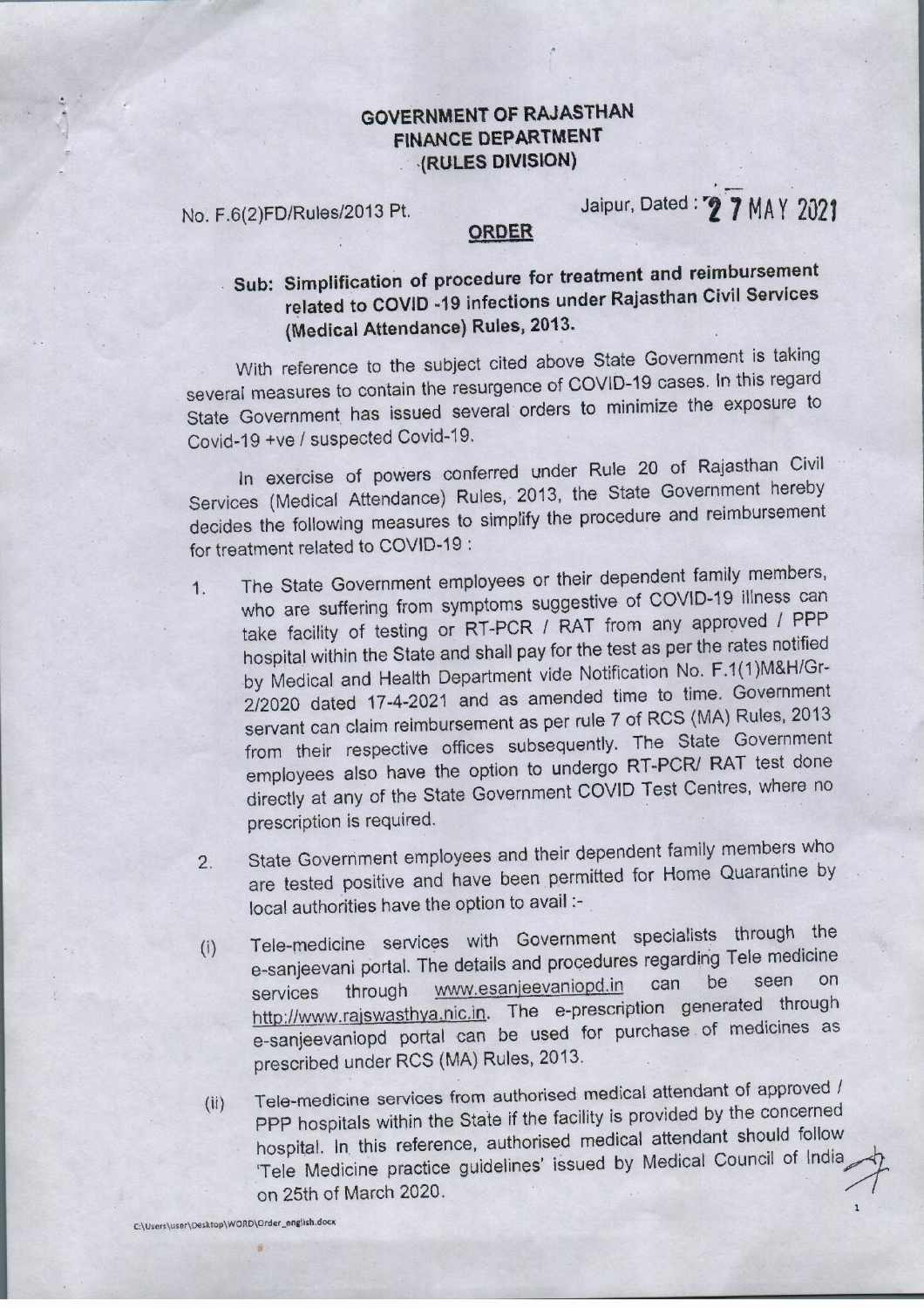# GOVERNMENT OF RAJASTHAN
## FINANCE DEPARTMENT
### (RULES DIVISION)

No. F.6(2)FD/Rules/2013 Pt. Jaipur, Dated : 27 MAY 2021

**ORDER**

**Sub: Simplification of procedure for treatment and reimbursement related to COVID -19 infections under Rajasthan Civil Services (Medical Attendance) Rules, 2013.**

With reference to the subject cited above State Government is taking several measures to contain the resurgence of COVID-19 cases. In this regard State Government has issued several orders to minimize the exposure to Covid-19 +ve / suspected Covid-19.

In exercise of powers conferred under Rule 20 of Rajasthan Civil Services (Medical Attendance) Rules, 2013, the State Government hereby decides the following measures to simplify the procedure and reimbursement for treatment related to COVID-19 :

1. The State Government employees or their dependent family members, who are suffering from symptoms suggestive of COVID-19 illness can take facility of testing or RT-PCR / RAT from any approved / PPP hospital within the State and shall pay for the test as per the rates notified by Medical and Health Department vide Notification No. F.1(1)M&H/Gr-2/2020 dated 17-4-2021 and as amended time to time. Government servant can claim reimbursement as per rule 7 of RCS (MA) Rules, 2013 from their respective offices subsequently. The State Government employees also have the option to undergo RT-PCR/ RAT test done directly at any of the State Government COVID Test Centres, where no prescription is required.

2. State Government employees and their dependent family members who are tested positive and have been permitted for Home Quarantine by local authorities have the option to avail :-

   (i) Tele-medicine services with Government specialists through the e-sanjeevani portal. The details and procedures regarding Tele medicine services through www.esanjeevaniopd.in can be seen on http://www.rajswasthya.nic.in. The e-prescription generated through e-sanjeevaniopd portal can be used for purchase of medicines as prescribed under RCS (MA) Rules, 2013.

   (ii) Tele-medicine services from authorised medical attendant of approved / PPP hospitals within the State if the facility is provided by the concerned hospital. In this reference, authorised medical attendant should follow 'Tele Medicine practice guidelines' issued by Medical Council of India on 25th of March 2020.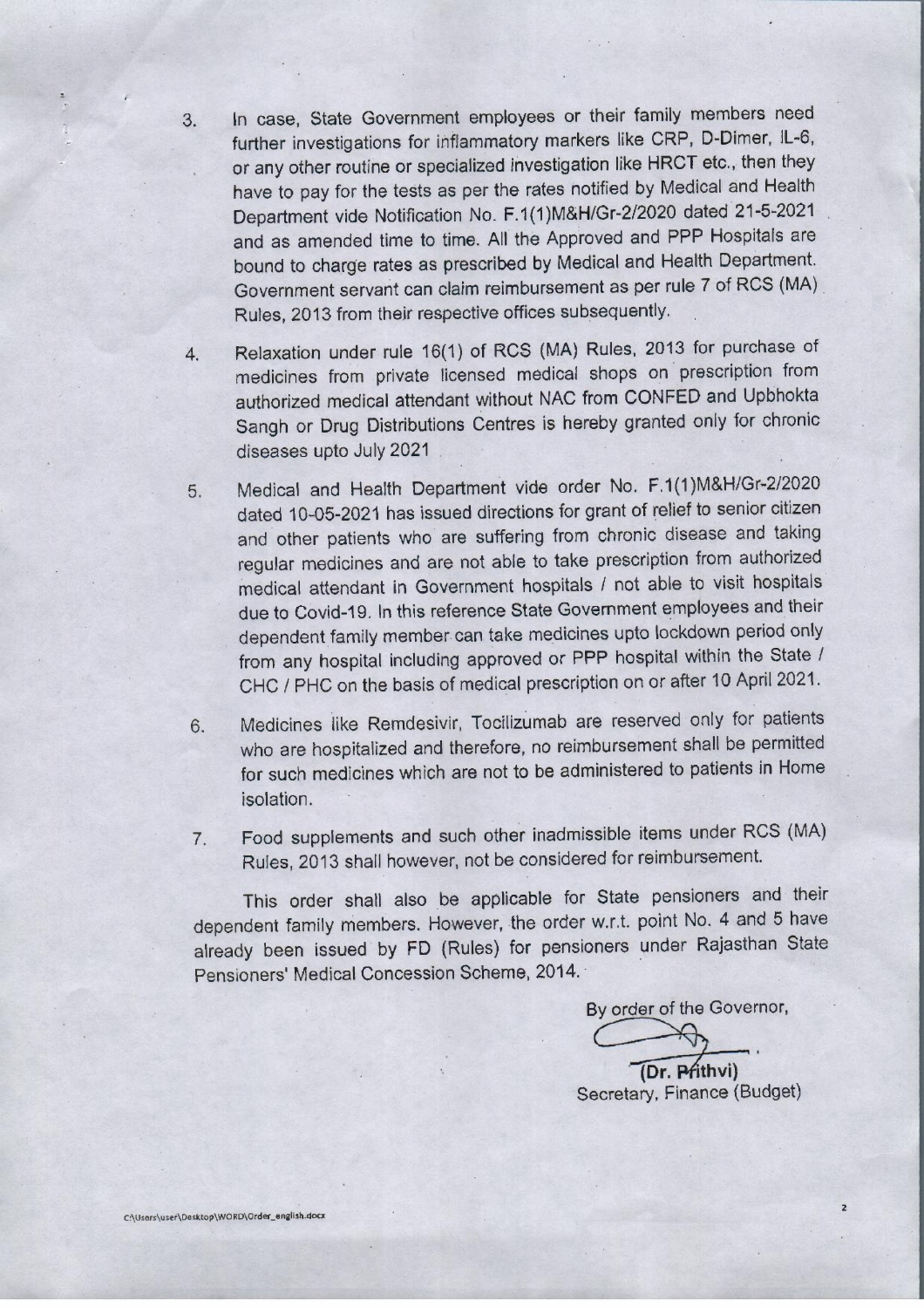3. In case, State Government employees or their family members need further investigations for inflammatory markers like CRP, D-Dimer, IL-6, or any other routine or specialized investigation like HRCT etc., then they have to pay for the tests as per the rates notified by Medical and Health Department vide Notification No. F.1(1)M&H/Gr-2/2020 dated 21-5-2021 and as amended time to time. All the Approved and PPP Hospitals are bound to charge rates as prescribed by Medical and Health Department. Government servant can claim reimbursement as per rule 7 of RCS (MA) Rules, 2013 from their respective offices subsequently.

4. Relaxation under rule 16(1) of RCS (MA) Rules, 2013 for purchase of medicines from private licensed medical shops on prescription from authorized medical attendant without NAC from CONFED and Upbhokta Sangh or Drug Distributions Centres is hereby granted only for chronic diseases upto July 2021

5. Medical and Health Department vide order No. F.1(1)M&H/Gr-2/2020 dated 10-05-2021 has issued directions for grant of relief to senior citizen and other patients who are suffering from chronic disease and taking regular medicines and are not able to take prescription from authorized medical attendant in Government hospitals / not able to visit hospitals due to Covid-19. In this reference State Government employees and their dependent family member can take medicines upto lockdown period only from any hospital including approved or PPP hospital within the State / CHC / PHC on the basis of medical prescription on or after 10 April 2021.

6. Medicines like Remdesivir, Tocilizumab are reserved only for patients who are hospitalized and therefore, no reimbursement shall be permitted for such medicines which are not to be administered to patients in Home isolation.

7. Food supplements and such other inadmissible items under RCS (MA) Rules, 2013 shall however, not be considered for reimbursement.

This order shall also be applicable for State pensioners and their dependent family members. However, the order w.r.t. point No. 4 and 5 have already been issued by FD (Rules) for pensioners under Rajasthan State Pensioners' Medical Concession Scheme, 2014.

By order of the Governor,

(Dr. Prithvi)
Secretary, Finance (Budget)

C:\Users\user\Desktop\WORD\Order_english.docx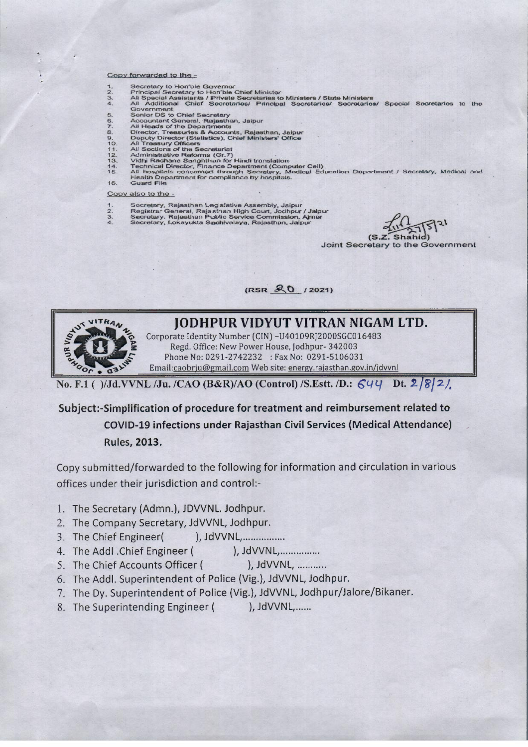Copy forwarded to the -

1. Secretary to Hon'ble Governor
2. Principal Secretary to Hon'ble Chief Minister
3. All Special Assistants / Private Secretaries to Ministers / State Ministers
4. All Additional Chief Secretaries/ Principal Secretaries/ Secretaries/ Special Secretaries to the Government
5. Senior DS to Chief Secretary
6. Accountant General, Rajasthan, Jaipur
7. All Heads of the Departments
8. Director, Treasuries & Accounts, Rajasthan, Jaipur
9. Deputy Director (Statistics), Chief Ministers' Office
10. All Treasury Officers
11. All Sections of the Secretariat
12. Administrative Reforms (Gr.7)
13. Vidhi Rachana Sanghthan for Hindi translation
14. Technical Director, Finance Department (Computer Cell)
15. All hospitals concerned through Secretary, Medical Education Department / Secretary, Medical and Health Department for compliance by hospitals.
16. Guard File

Copy also to the -

1. Secretary, Rajasthan Legislative Assembly, Jaipur
2. Registrar General, Rajasthan High Court, Jodhpur / Jaipur
3. Secretary, Rajasthan Public Service Commission, Ajmer
4. Secretary, Lokayukta Sachivalaya, Rajasthan, Jaipur

27/5/21

(S.Z. Shahid)
Joint Secretary to the Government

(RSR 20 / 2021)

# JODHPUR VIDYUT VITRAN NIGAM LTD.

Corporate Identity Number (CIN) -U40109RJ2000SGC016483
Regd. Office: New Power House, Jodhpur- 342003
Phone No: 0291-2742232 : Fax No: 0291-5106031
Email:caobrju@gmail.com Web site: energy.rajasthan.gov.in/jdvvnl

**No. F.1 ( )/Jd.VVNL /Ju. /CAO (B&R)/AO (Control) /S.Estt. /D.: 644 Dt. 2/8/21.**

**Subject:-Simplification of procedure for treatment and reimbursement related to COVID-19 infections under Rajasthan Civil Services (Medical Attendance) Rules, 2013.**

Copy submitted/forwarded to the following for information and circulation in various offices under their jurisdiction and control:-

1. The Secretary (Admn.), JDVVNL. Jodhpur.
2. The Company Secretary, JdVVNL, Jodhpur.
3. The Chief Engineer( ), JdVVNL,................
4. The Addl .Chief Engineer ( ), JdVVNL,...............
5. The Chief Accounts Officer ( ), JdVVNL, ...........
6. The Addl. Superintendent of Police (Vig.), JdVVNL, Jodhpur.
7. The Dy. Superintendent of Police (Vig.), JdVVNL, Jodhpur/Jalore/Bikaner.
8. The Superintending Engineer ( ), JdVVNL,......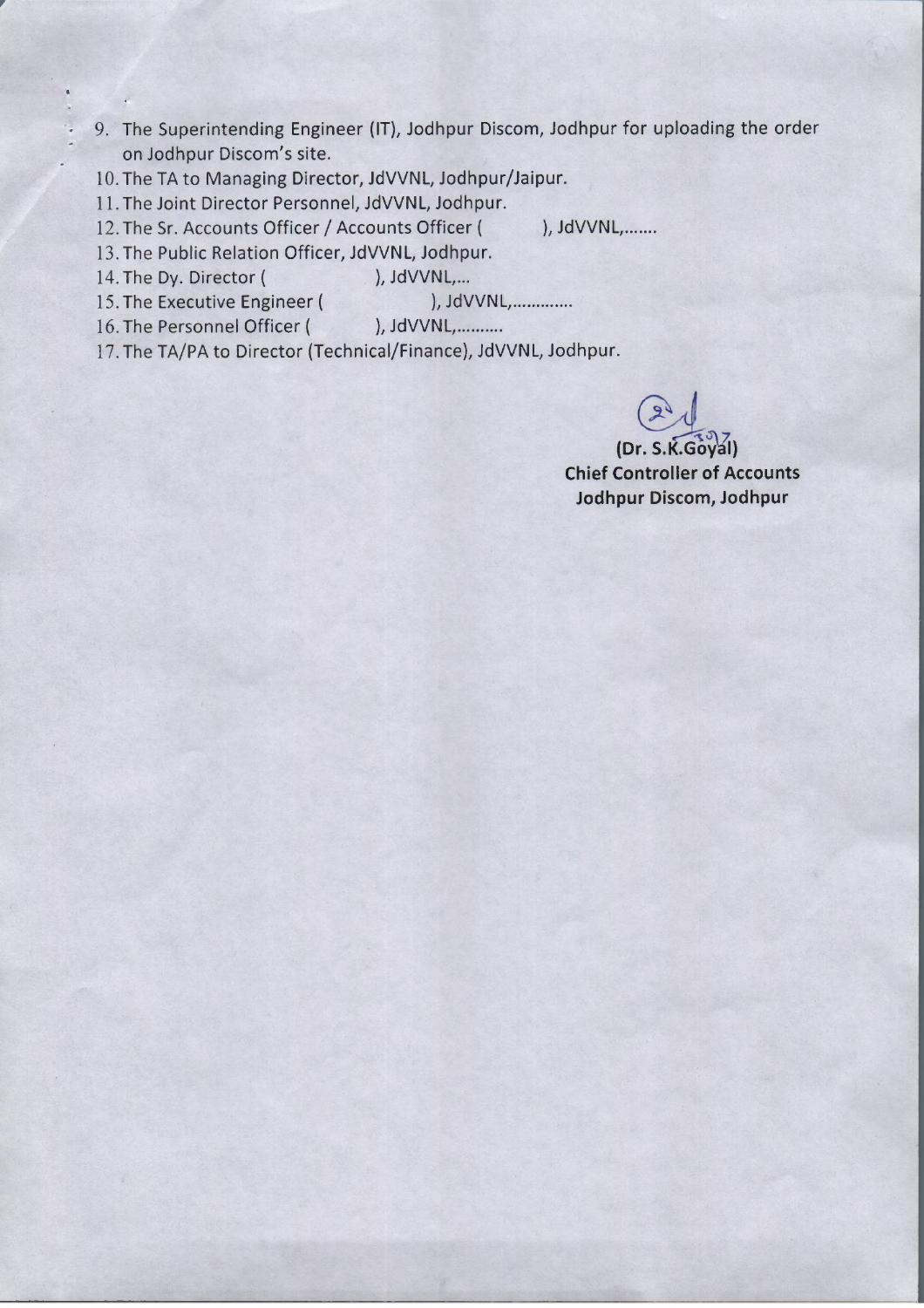9. The Superintending Engineer (IT), Jodhpur Discom, Jodhpur for uploading the order on Jodhpur Discom's site.
10. The TA to Managing Director, JdVVNL, Jodhpur/Jaipur.
11. The Joint Director Personnel, JdVVNL, Jodhpur.
12. The Sr. Accounts Officer / Accounts Officer (          ), JdVVNL,.......
13. The Public Relation Officer, JdVVNL, Jodhpur.
14. The Dy. Director (                    ), JdVVNL,...
15. The Executive Engineer (                    ), JdVVNL,.............
16. The Personnel Officer (          ), JdVVNL,..........
17. The TA/PA to Director (Technical/Finance), JdVVNL, Jodhpur.

**(Dr. S.K.Goyal)**
**Chief Controller of Accounts**
**Jodhpur Discom, Jodhpur**